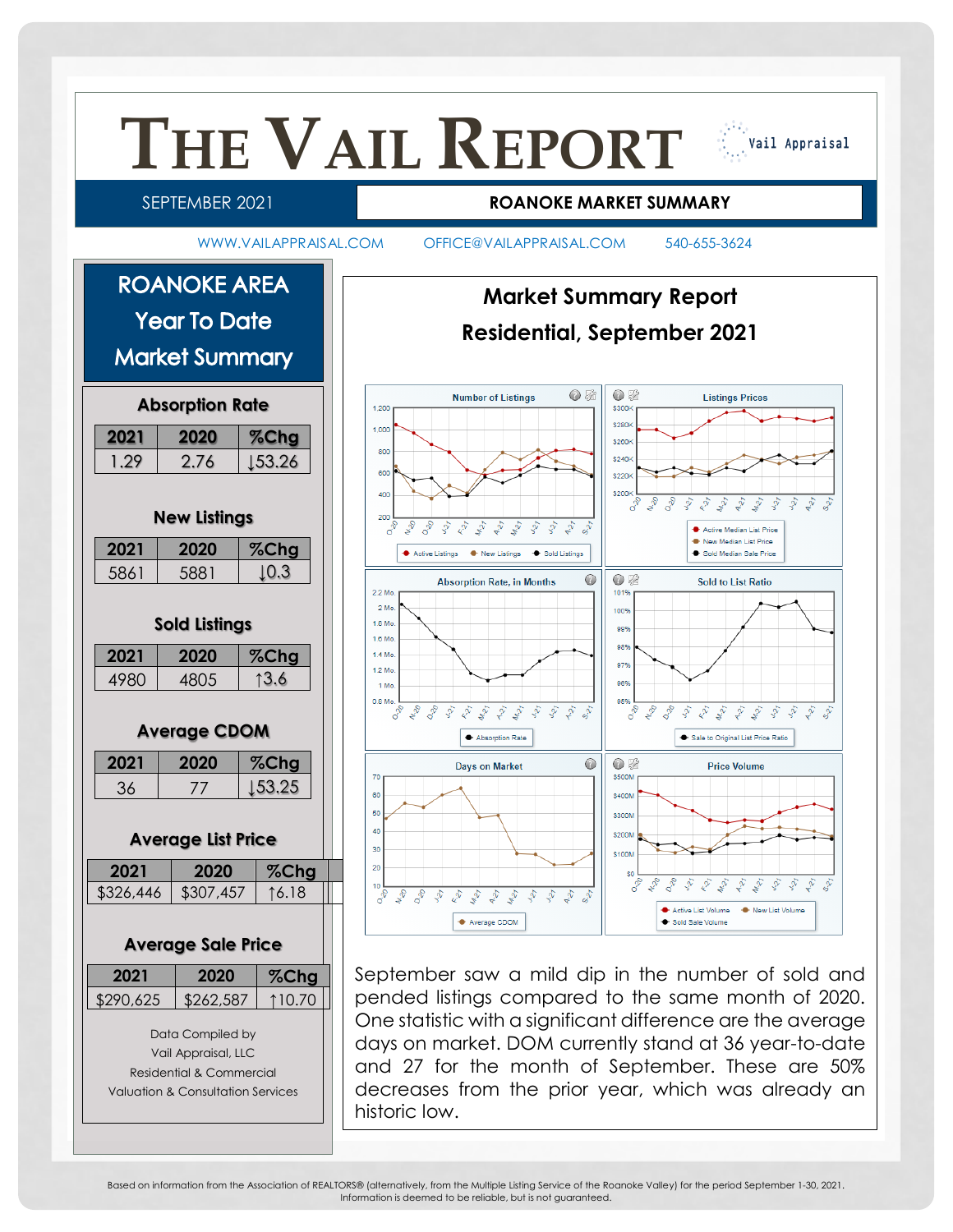# THE VAIL REPORT

Vail Appraisal

SEPTEMBER 2021

**ROANOKE MARKET SUMMARY**

WWW.VAILAPPRAISAL.COM OFFICE@VAILAPPRAISAL.COM 540-655-3624

## ROANOKE AREA Year To Date Market Summary

### Absorption Rate

| 2021 | 2020 | %Chg |
|---|---|---|
| 1.29 | 2.76 | ↓53.26 |

### New Listings

| 2021 | 2020 | %Chg |
|---|---|---|
| 5861 | 5881 | ↓0.3 |

### Sold Listings

| 2021 | 2020 | %Chg |
|---|---|---|
| 4980 | 4805 | ↑3.6 |

### Average CDOM

| 2021 | 2020 | %Chg |
|---|---|---|
| 36 | 77 | ↓53.25 |

### Average List Price

| 2021 | 2020 | %Chg |
|---|---|---|
| $326,446 | $307,457 | ↑6.18 |

### Average Sale Price

| 2021 | 2020 | %Chg |
|---|---|---|
| $290,625 | $262,587 | ↑10.70 |

Data Compiled by
Vail Appraisal, LLC
Residential & Commercial
Valuation & Consultation Services

## Market Summary Report
## Residential, September 2021

September saw a mild dip in the number of sold and pended listings compared to the same month of 2020. One statistic with a significant difference are the average days on market. DOM currently stand at 36 year-to-date and 27 for the month of September. These are 50% decreases from the prior year, which was already an historic low.

Based on information from the Association of REALTORS® (alternatively, from the Multiple Listing Service of the Roanoke Valley) for the period September 1-30, 2021. Information is deemed to be reliable, but is not guaranteed.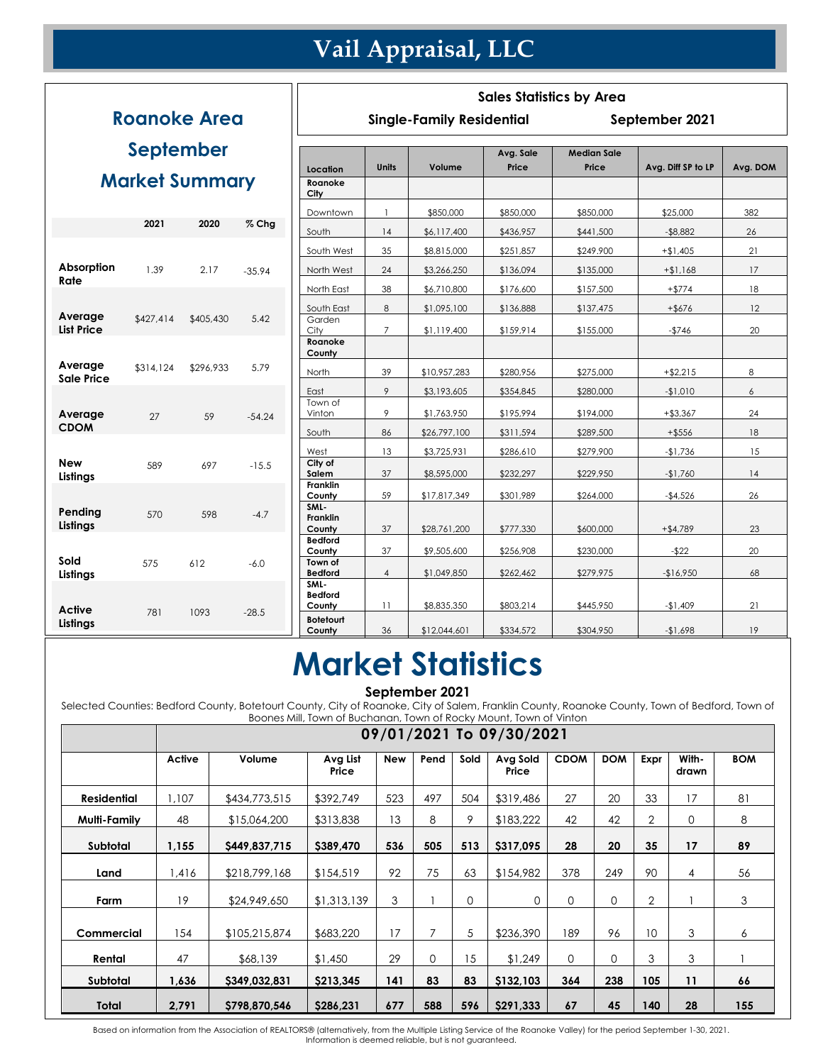# Vail Appraisal, LLC

## Roanoke Area September Market Summary

| | 2021 | 2020 | % Chg |
|---|---|---|---|
| Absorption Rate | 1.39 | 2.17 | -35.94 |
| Average List Price | $427,414 | $405,430 | 5.42 |
| Average Sale Price | $314,124 | $296,933 | 5.79 |
| Average CDOM | 27 | 59 | -54.24 |
| New Listings | 589 | 697 | -15.5 |
| Pending Listings | 570 | 598 | -4.7 |
| Sold Listings | 575 | 612 | -6.0 |
| Active Listings | 781 | 1093 | -28.5 |

## Sales Statistics by Area

**Single-Family Residential** **September 2021**

| Location | Units | Volume | Avg. Sale Price | Median Sale Price | Avg. Diff SP to LP | Avg. DOM |
|---|---|---|---|---|---|---|
| **Roanoke City** | | | | | | |
| Downtown | 1 | $850,000 | $850,000 | $850,000 | $25,000 | 382 |
| South | 14 | $6,117,400 | $436,957 | $441,500 | -$8,882 | 26 |
| South West | 35 | $8,815,000 | $251,857 | $249,900 | +$1,405 | 21 |
| North West | 24 | $3,266,250 | $136,094 | $135,000 | +$1,168 | 17 |
| North East | 38 | $6,710,800 | $176,600 | $157,500 | +$774 | 18 |
| South East | 8 | $1,095,100 | $136,888 | $137,475 | +$676 | 12 |
| Garden City | 7 | $1,119,400 | $159,914 | $155,000 | -$746 | 20 |
| **Roanoke County** | | | | | | |
| North | 39 | $10,957,283 | $280,956 | $275,000 | +$2,215 | 8 |
| East | 9 | $3,193,605 | $354,845 | $280,000 | -$1,010 | 6 |
| Town of Vinton | 9 | $1,763,950 | $195,994 | $194,000 | +$3,367 | 24 |
| South | 86 | $26,797,100 | $311,594 | $289,500 | +$556 | 18 |
| West | 13 | $3,725,931 | $286,610 | $279,900 | -$1,736 | 15 |
| **City of Salem** | 37 | $8,595,000 | $232,297 | $229,950 | -$1,760 | 14 |
| **Franklin County** | 59 | $17,817,349 | $301,989 | $264,000 | -$4,526 | 26 |
| **SML-Franklin County** | 37 | $28,761,200 | $777,330 | $600,000 | +$4,789 | 23 |
| **Bedford County** | 37 | $9,505,600 | $256,908 | $230,000 | -$22 | 20 |
| **Town of Bedford** | 4 | $1,049,850 | $262,462 | $279,975 | -$16,950 | 68 |
| **SML-Bedford County** | 11 | $8,835,350 | $803,214 | $445,950 | -$1,409 | 21 |
| **Botetourt County** | 36 | $12,044,601 | $334,572 | $304,950 | -$1,698 | 19 |

# Market Statistics

**September 2021**

Selected Counties: Bedford County, Botetourt County, City of Roanoke, City of Salem, Franklin County, Roanoke County, Town of Bedford, Town of Boones Mill, Town of Buchanan, Town of Rocky Mount, Town of Vinton

| | 09/01/2021 To 09/30/2021 | | | | | | | | | | | |
|---|---|---|---|---|---|---|---|---|---|---|---|---|
| | Active | Volume | Avg List Price | New | Pend | Sold | Avg Sold Price | CDOM | DOM | Expr | With-drawn | BOM |
| Residential | 1,107 | $434,773,515 | $392,749 | 523 | 497 | 504 | $319,486 | 27 | 20 | 33 | 17 | 81 |
| Multi-Family | 48 | $15,064,200 | $313,838 | 13 | 8 | 9 | $183,222 | 42 | 42 | 2 | 0 | 8 |
| **Subtotal** | **1,155** | **$449,837,715** | **$389,470** | **536** | **505** | **513** | **$317,095** | **28** | **20** | **35** | **17** | **89** |
| Land | 1,416 | $218,799,168 | $154,519 | 92 | 75 | 63 | $154,982 | 378 | 249 | 90 | 4 | 56 |
| Farm | 19 | $24,949,650 | $1,313,139 | 3 | 1 | 0 | 0 | 0 | 0 | 2 | 1 | 3 |
| Commercial | 154 | $105,215,874 | $683,220 | 17 | 7 | 5 | $236,390 | 189 | 96 | 10 | 3 | 6 |
| Rental | 47 | $68,139 | $1,450 | 29 | 0 | 15 | $1,249 | 0 | 0 | 3 | 3 | 1 |
| **Subtotal** | **1,636** | **$349,032,831** | **$213,345** | **141** | **83** | **83** | **$132,103** | **364** | **238** | **105** | **11** | **66** |
| **Total** | **2,791** | **$798,870,546** | **$286,231** | **677** | **588** | **596** | **$291,333** | **67** | **45** | **140** | **28** | **155** |

Based on information from the Association of REALTORS® (alternatively, from the Multiple Listing Service of the Roanoke Valley) for the period September 1-30, 2021. Information is deemed reliable, but is not guaranteed.